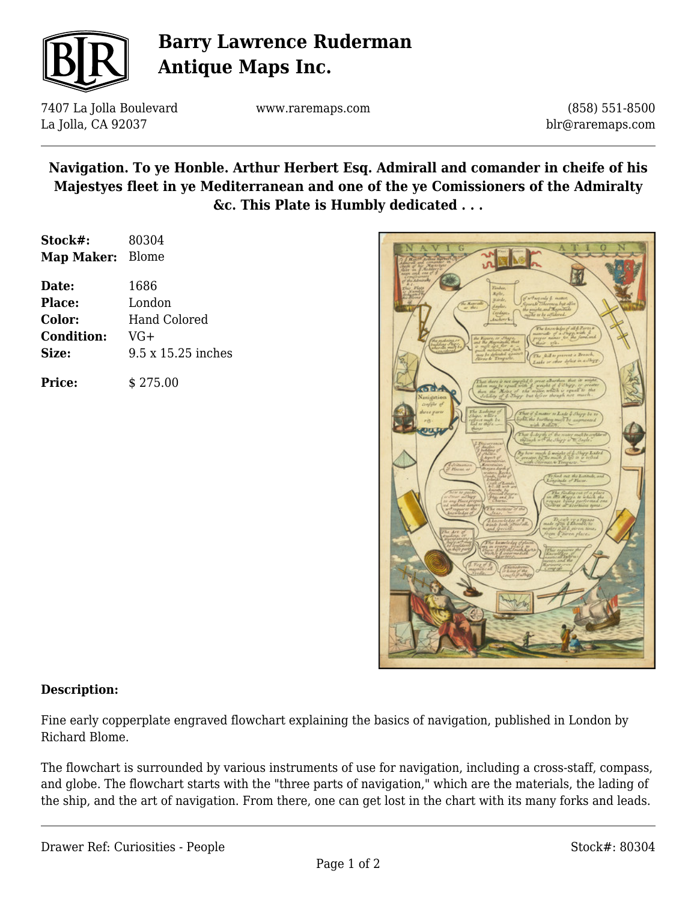# Barry Lawrence Ruderman Antique Maps Inc.

7407 La Jolla Boulevard
La Jolla, CA 92037

www.raremaps.com

(858) 551-8500
blr@raremaps.com

## Navigation. To ye Honble. Arthur Herbert Esq. Admirall and comander in cheife of his Majestyes fleet in ye Mediterranean and one of the ye Comissioners of the Admiralty &c. This Plate is Humbly dedicated . . .

**Stock#:** 80304
**Map Maker:** Blome

**Date:** 1686
**Place:** London
**Color:** Hand Colored
**Condition:** VG+
**Size:** 9.5 x 15.25 inches

**Price:** $ 275.00

**Description:**

Fine early copperplate engraved flowchart explaining the basics of navigation, published in London by Richard Blome.

The flowchart is surrounded by various instruments of use for navigation, including a cross-staff, compass, and globe. The flowchart starts with the "three parts of navigation," which are the materials, the lading of the ship, and the art of navigation. From there, one can get lost in the chart with its many forks and leads.

Drawer Ref: Curiosities - People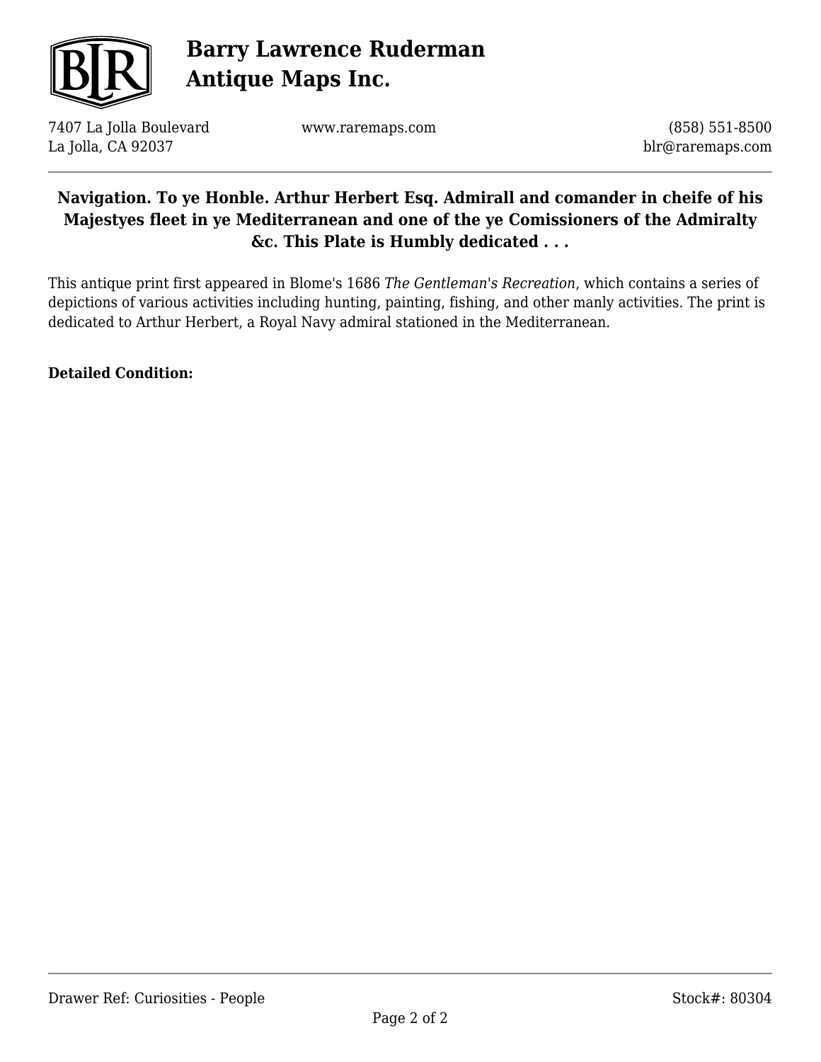**Navigation. To ye Honble. Arthur Herbert Esq. Admirall and comander in cheife of his Majestyes fleet in ye Mediterranean and one of the ye Comissioners of the Admiralty &c. This Plate is Humbly dedicated . . .**

This antique print first appeared in Blome's 1686 *The Gentleman's Recreation*, which contains a series of depictions of various activities including hunting, painting, fishing, and other manly activities. The print is dedicated to Arthur Herbert, a Royal Navy admiral stationed in the Mediterranean.

**Detailed Condition:**